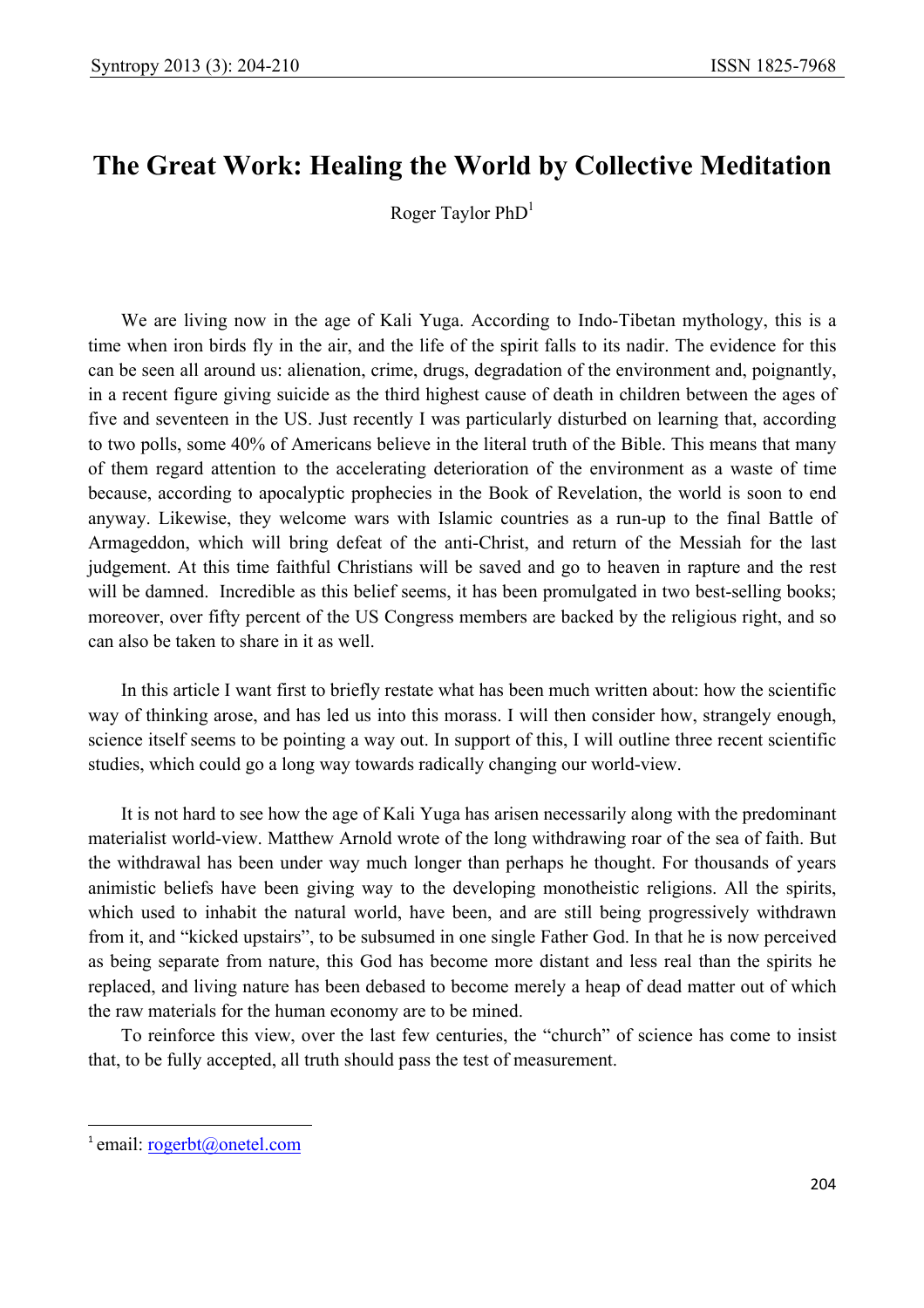# The Great Work: Healing the World by Collective Meditation

Roger Taylor PhD[1]

We are living now in the age of Kali Yuga. According to Indo-Tibetan mythology, this is a time when iron birds fly in the air, and the life of the spirit falls to its nadir. The evidence for this can be seen all around us: alienation, crime, drugs, degradation of the environment and, poignantly, in a recent figure giving suicide as the third highest cause of death in children between the ages of five and seventeen in the US. Just recently I was particularly disturbed on learning that, according to two polls, some 40% of Americans believe in the literal truth of the Bible. This means that many of them regard attention to the accelerating deterioration of the environment as a waste of time because, according to apocalyptic prophecies in the Book of Revelation, the world is soon to end anyway. Likewise, they welcome wars with Islamic countries as a run-up to the final Battle of Armageddon, which will bring defeat of the anti-Christ, and return of the Messiah for the last judgement. At this time faithful Christians will be saved and go to heaven in rapture and the rest will be damned. Incredible as this belief seems, it has been promulgated in two best-selling books; moreover, over fifty percent of the US Congress members are backed by the religious right, and so can also be taken to share in it as well.

In this article I want first to briefly restate what has been much written about: how the scientific way of thinking arose, and has led us into this morass. I will then consider how, strangely enough, science itself seems to be pointing a way out. In support of this, I will outline three recent scientific studies, which could go a long way towards radically changing our world-view.

It is not hard to see how the age of Kali Yuga has arisen necessarily along with the predominant materialist world-view. Matthew Arnold wrote of the long withdrawing roar of the sea of faith. But the withdrawal has been under way much longer than perhaps he thought. For thousands of years animistic beliefs have been giving way to the developing monotheistic religions. All the spirits, which used to inhabit the natural world, have been, and are still being progressively withdrawn from it, and "kicked upstairs", to be subsumed in one single Father God. In that he is now perceived as being separate from nature, this God has become more distant and less real than the spirits he replaced, and living nature has been debased to become merely a heap of dead matter out of which the raw materials for the human economy are to be mined.

To reinforce this view, over the last few centuries, the "church" of science has come to insist that, to be fully accepted, all truth should pass the test of measurement.

[1] email: rogerbt@onetel.com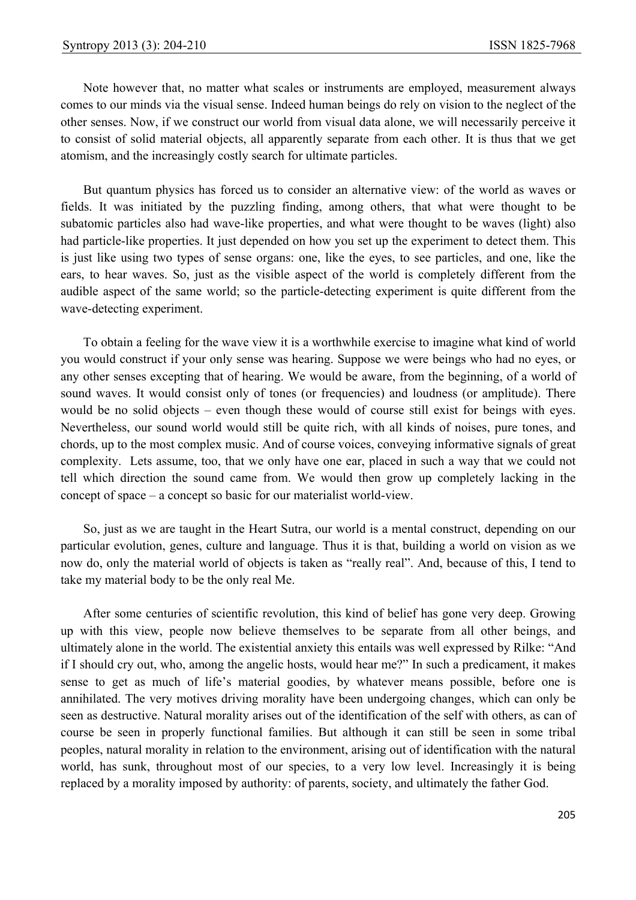Note however that, no matter what scales or instruments are employed, measurement always comes to our minds via the visual sense. Indeed human beings do rely on vision to the neglect of the other senses. Now, if we construct our world from visual data alone, we will necessarily perceive it to consist of solid material objects, all apparently separate from each other. It is thus that we get atomism, and the increasingly costly search for ultimate particles.

But quantum physics has forced us to consider an alternative view: of the world as waves or fields. It was initiated by the puzzling finding, among others, that what were thought to be subatomic particles also had wave-like properties, and what were thought to be waves (light) also had particle-like properties. It just depended on how you set up the experiment to detect them. This is just like using two types of sense organs: one, like the eyes, to see particles, and one, like the ears, to hear waves. So, just as the visible aspect of the world is completely different from the audible aspect of the same world; so the particle-detecting experiment is quite different from the wave-detecting experiment.

To obtain a feeling for the wave view it is a worthwhile exercise to imagine what kind of world you would construct if your only sense was hearing. Suppose we were beings who had no eyes, or any other senses excepting that of hearing. We would be aware, from the beginning, of a world of sound waves. It would consist only of tones (or frequencies) and loudness (or amplitude). There would be no solid objects – even though these would of course still exist for beings with eyes. Nevertheless, our sound world would still be quite rich, with all kinds of noises, pure tones, and chords, up to the most complex music. And of course voices, conveying informative signals of great complexity. Lets assume, too, that we only have one ear, placed in such a way that we could not tell which direction the sound came from. We would then grow up completely lacking in the concept of space – a concept so basic for our materialist world-view.

So, just as we are taught in the Heart Sutra, our world is a mental construct, depending on our particular evolution, genes, culture and language. Thus it is that, building a world on vision as we now do, only the material world of objects is taken as "really real". And, because of this, I tend to take my material body to be the only real Me.

After some centuries of scientific revolution, this kind of belief has gone very deep. Growing up with this view, people now believe themselves to be separate from all other beings, and ultimately alone in the world. The existential anxiety this entails was well expressed by Rilke: "And if I should cry out, who, among the angelic hosts, would hear me?" In such a predicament, it makes sense to get as much of life's material goodies, by whatever means possible, before one is annihilated. The very motives driving morality have been undergoing changes, which can only be seen as destructive. Natural morality arises out of the identification of the self with others, as can of course be seen in properly functional families. But although it can still be seen in some tribal peoples, natural morality in relation to the environment, arising out of identification with the natural world, has sunk, throughout most of our species, to a very low level. Increasingly it is being replaced by a morality imposed by authority: of parents, society, and ultimately the father God.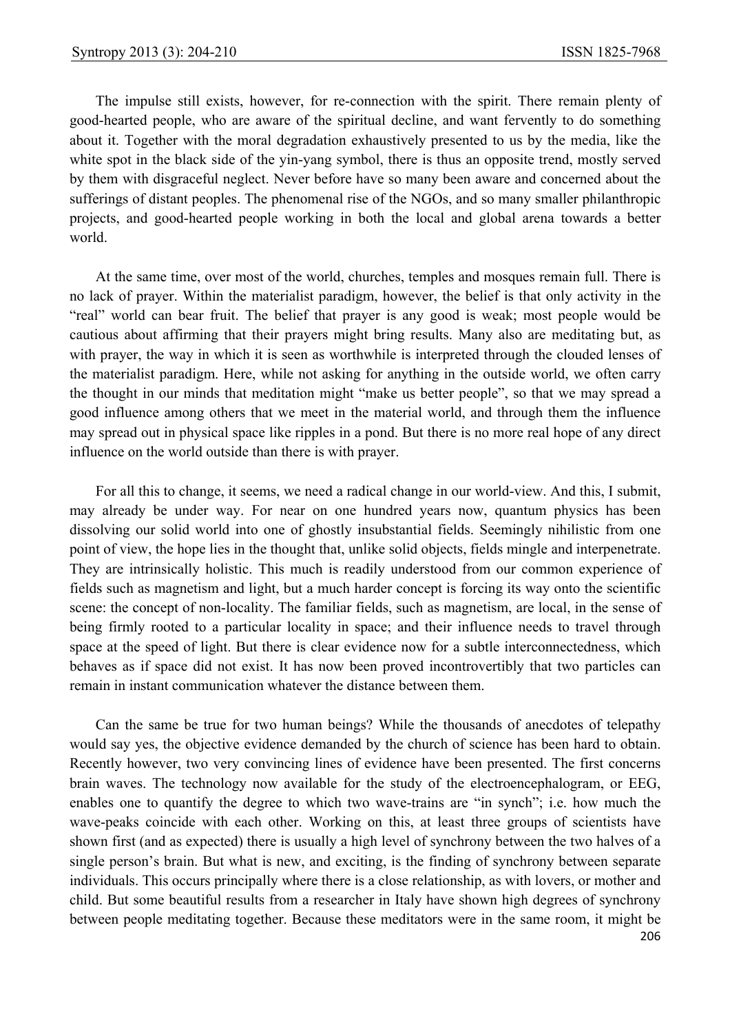The impulse still exists, however, for re-connection with the spirit. There remain plenty of good-hearted people, who are aware of the spiritual decline, and want fervently to do something about it. Together with the moral degradation exhaustively presented to us by the media, like the white spot in the black side of the yin-yang symbol, there is thus an opposite trend, mostly served by them with disgraceful neglect. Never before have so many been aware and concerned about the sufferings of distant peoples. The phenomenal rise of the NGOs, and so many smaller philanthropic projects, and good-hearted people working in both the local and global arena towards a better world.

At the same time, over most of the world, churches, temples and mosques remain full. There is no lack of prayer. Within the materialist paradigm, however, the belief is that only activity in the "real" world can bear fruit. The belief that prayer is any good is weak; most people would be cautious about affirming that their prayers might bring results. Many also are meditating but, as with prayer, the way in which it is seen as worthwhile is interpreted through the clouded lenses of the materialist paradigm. Here, while not asking for anything in the outside world, we often carry the thought in our minds that meditation might "make us better people", so that we may spread a good influence among others that we meet in the material world, and through them the influence may spread out in physical space like ripples in a pond. But there is no more real hope of any direct influence on the world outside than there is with prayer.

For all this to change, it seems, we need a radical change in our world-view. And this, I submit, may already be under way. For near on one hundred years now, quantum physics has been dissolving our solid world into one of ghostly insubstantial fields. Seemingly nihilistic from one point of view, the hope lies in the thought that, unlike solid objects, fields mingle and interpenetrate. They are intrinsically holistic. This much is readily understood from our common experience of fields such as magnetism and light, but a much harder concept is forcing its way onto the scientific scene: the concept of non-locality. The familiar fields, such as magnetism, are local, in the sense of being firmly rooted to a particular locality in space; and their influence needs to travel through space at the speed of light. But there is clear evidence now for a subtle interconnectedness, which behaves as if space did not exist. It has now been proved incontrovertibly that two particles can remain in instant communication whatever the distance between them.

Can the same be true for two human beings? While the thousands of anecdotes of telepathy would say yes, the objective evidence demanded by the church of science has been hard to obtain. Recently however, two very convincing lines of evidence have been presented. The first concerns brain waves. The technology now available for the study of the electroencephalogram, or EEG, enables one to quantify the degree to which two wave-trains are "in synch"; i.e. how much the wave-peaks coincide with each other. Working on this, at least three groups of scientists have shown first (and as expected) there is usually a high level of synchrony between the two halves of a single person's brain. But what is new, and exciting, is the finding of synchrony between separate individuals. This occurs principally where there is a close relationship, as with lovers, or mother and child. But some beautiful results from a researcher in Italy have shown high degrees of synchrony between people meditating together. Because these meditators were in the same room, it might be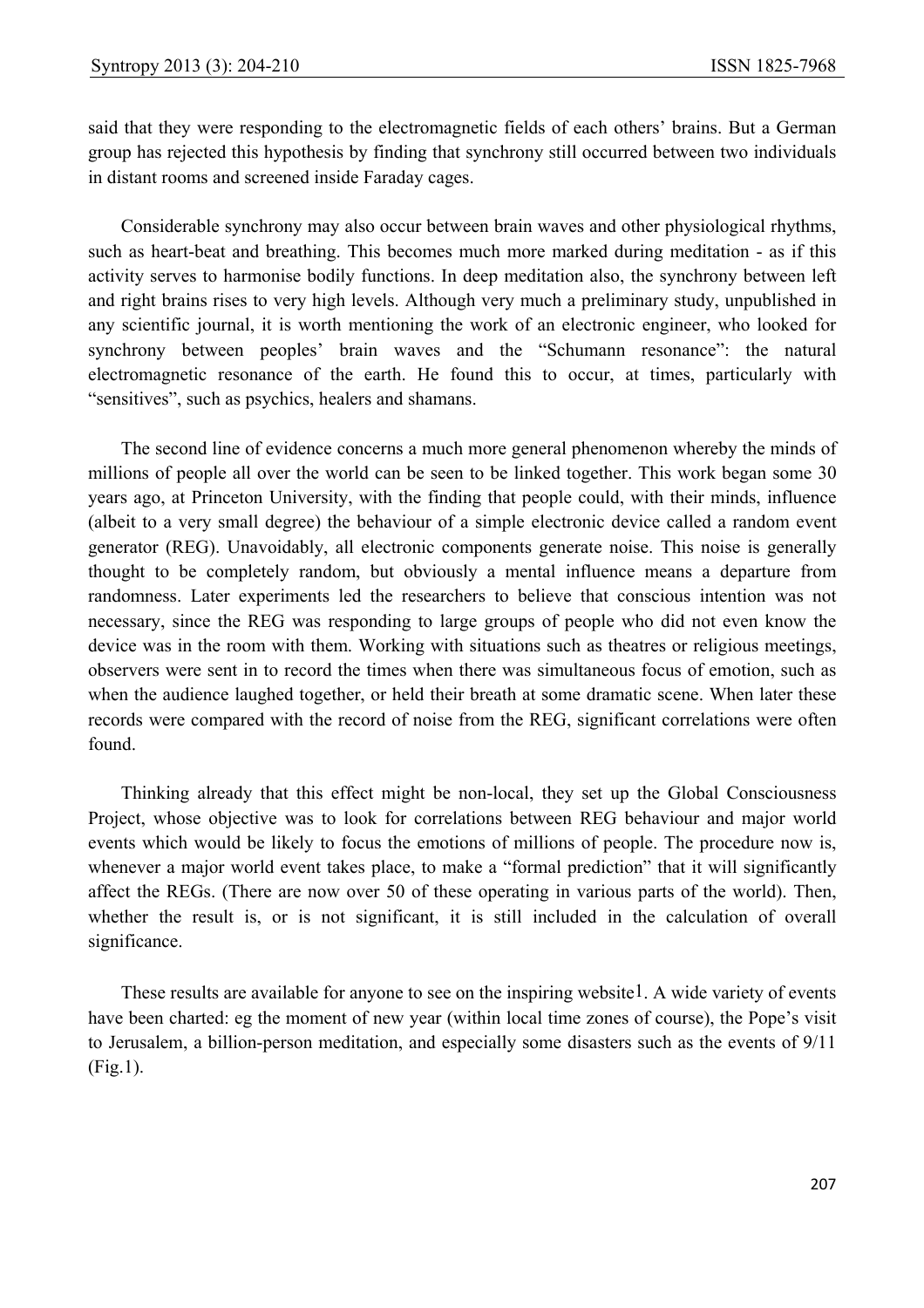said that they were responding to the electromagnetic fields of each others' brains. But a German group has rejected this hypothesis by finding that synchrony still occurred between two individuals in distant rooms and screened inside Faraday cages.

Considerable synchrony may also occur between brain waves and other physiological rhythms, such as heart-beat and breathing. This becomes much more marked during meditation - as if this activity serves to harmonise bodily functions. In deep meditation also, the synchrony between left and right brains rises to very high levels. Although very much a preliminary study, unpublished in any scientific journal, it is worth mentioning the work of an electronic engineer, who looked for synchrony between peoples' brain waves and the "Schumann resonance": the natural electromagnetic resonance of the earth. He found this to occur, at times, particularly with "sensitives", such as psychics, healers and shamans.

The second line of evidence concerns a much more general phenomenon whereby the minds of millions of people all over the world can be seen to be linked together. This work began some 30 years ago, at Princeton University, with the finding that people could, with their minds, influence (albeit to a very small degree) the behaviour of a simple electronic device called a random event generator (REG). Unavoidably, all electronic components generate noise. This noise is generally thought to be completely random, but obviously a mental influence means a departure from randomness. Later experiments led the researchers to believe that conscious intention was not necessary, since the REG was responding to large groups of people who did not even know the device was in the room with them. Working with situations such as theatres or religious meetings, observers were sent in to record the times when there was simultaneous focus of emotion, such as when the audience laughed together, or held their breath at some dramatic scene. When later these records were compared with the record of noise from the REG, significant correlations were often found.

Thinking already that this effect might be non-local, they set up the Global Consciousness Project, whose objective was to look for correlations between REG behaviour and major world events which would be likely to focus the emotions of millions of people. The procedure now is, whenever a major world event takes place, to make a "formal prediction" that it will significantly affect the REGs. (There are now over 50 of these operating in various parts of the world). Then, whether the result is, or is not significant, it is still included in the calculation of overall significance.

These results are available for anyone to see on the inspiring website[1]. A wide variety of events have been charted: eg the moment of new year (within local time zones of course), the Pope's visit to Jerusalem, a billion-person meditation, and especially some disasters such as the events of 9/11 (Fig.1).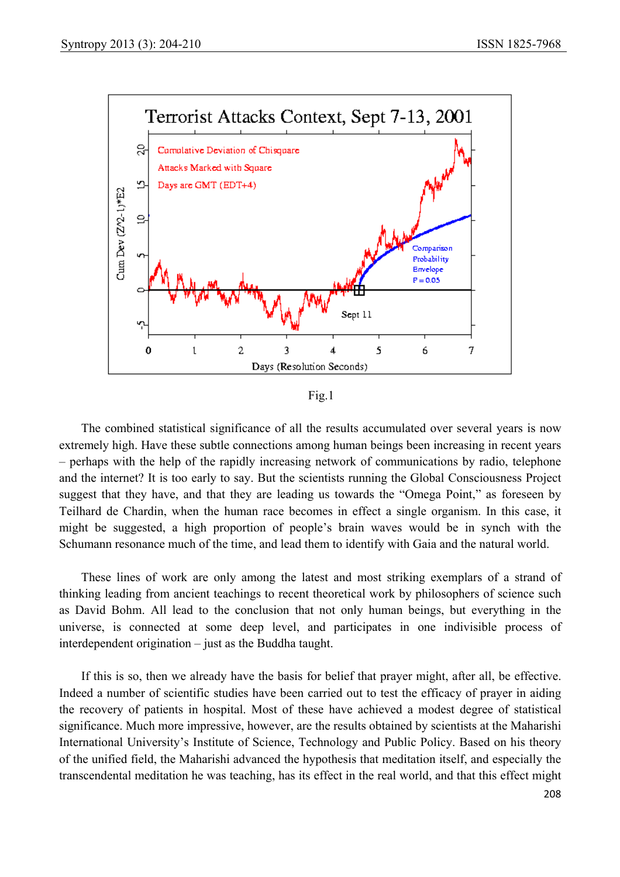Terrorist Attacks Context, Sept 7-13, 2001

Cumulative Deviation of Chisquare

Attacks Marked with Square

Days are GMT (EDT+4)

Cum Dev (Z^2-1)*E2

20

15

10

5

0

-5

Comparison Probability Envelope P = 0.05

Sept 11

0 1 2 3 4 5 6 7

Days (Resolution Seconds)

Fig.1

The combined statistical significance of all the results accumulated over several years is now extremely high. Have these subtle connections among human beings been increasing in recent years – perhaps with the help of the rapidly increasing network of communications by radio, telephone and the internet? It is too early to say. But the scientists running the Global Consciousness Project suggest that they have, and that they are leading us towards the "Omega Point," as foreseen by Teilhard de Chardin, when the human race becomes in effect a single organism. In this case, it might be suggested, a high proportion of people's brain waves would be in synch with the Schumann resonance much of the time, and lead them to identify with Gaia and the natural world.

These lines of work are only among the latest and most striking exemplars of a strand of thinking leading from ancient teachings to recent theoretical work by philosophers of science such as David Bohm. All lead to the conclusion that not only human beings, but everything in the universe, is connected at some deep level, and participates in one indivisible process of interdependent origination – just as the Buddha taught.

If this is so, then we already have the basis for belief that prayer might, after all, be effective. Indeed a number of scientific studies have been carried out to test the efficacy of prayer in aiding the recovery of patients in hospital. Most of these have achieved a modest degree of statistical significance. Much more impressive, however, are the results obtained by scientists at the Maharishi International University's Institute of Science, Technology and Public Policy. Based on his theory of the unified field, the Maharishi advanced the hypothesis that meditation itself, and especially the transcendental meditation he was teaching, has its effect in the real world, and that this effect might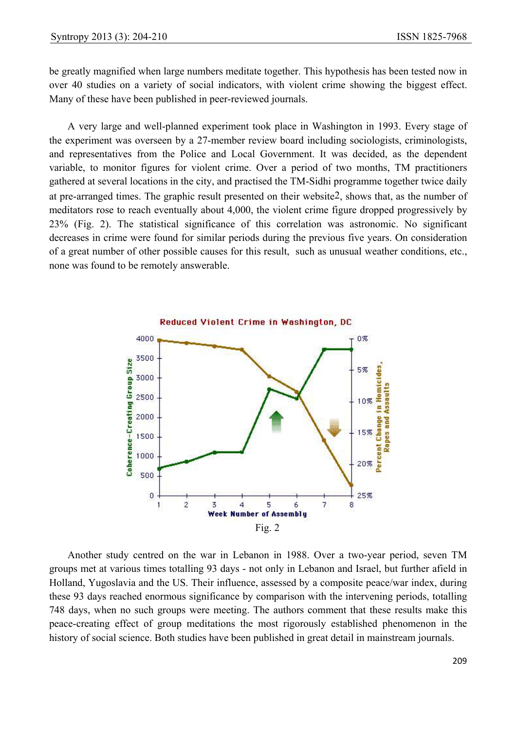be greatly magnified when large numbers meditate together. This hypothesis has been tested now in over 40 studies on a variety of social indicators, with violent crime showing the biggest effect. Many of these have been published in peer-reviewed journals.

A very large and well-planned experiment took place in Washington in 1993. Every stage of the experiment was overseen by a 27-member review board including sociologists, criminologists, and representatives from the Police and Local Government. It was decided, as the dependent variable, to monitor figures for violent crime. Over a period of two months, TM practitioners gathered at several locations in the city, and practised the TM-Sidhi programme together twice daily at pre-arranged times. The graphic result presented on their website[2], shows that, as the number of meditators rose to reach eventually about 4,000, the violent crime figure dropped progressively by 23% (Fig. 2). The statistical significance of this correlation was astronomic. No significant decreases in crime were found for similar periods during the previous five years. On consideration of a great number of other possible causes for this result, such as unusual weather conditions, etc., none was found to be remotely answerable.

Reduced Violent Crime in Washington, DC

Coherence-Creating Group Size

4000
3500
3000
2500
2000
1500
1000
500
0

Percent Change in Homicides, Rapes and Assaults

0%
5%
10%
15%
20%
25%

Week Number of Assembly

1 2 3 4 5 6 7 8

Fig. 2

Another study centred on the war in Lebanon in 1988. Over a two-year period, seven TM groups met at various times totalling 93 days - not only in Lebanon and Israel, but further afield in Holland, Yugoslavia and the US. Their influence, assessed by a composite peace/war index, during these 93 days reached enormous significance by comparison with the intervening periods, totalling 748 days, when no such groups were meeting. The authors comment that these results make this peace-creating effect of group meditations the most rigorously established phenomenon in the history of social science. Both studies have been published in great detail in mainstream journals.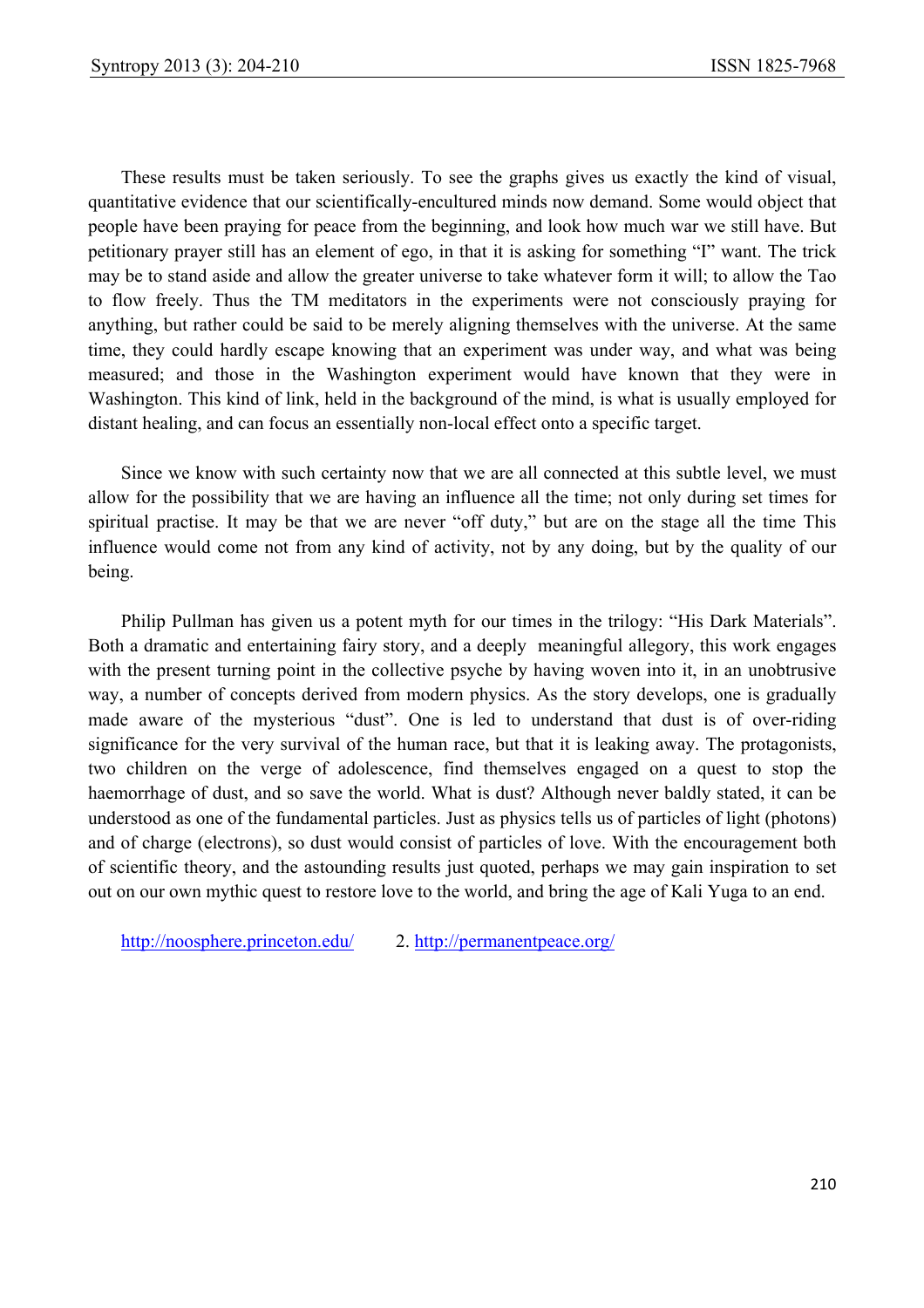These results must be taken seriously. To see the graphs gives us exactly the kind of visual, quantitative evidence that our scientifically-encultured minds now demand. Some would object that people have been praying for peace from the beginning, and look how much war we still have. But petitionary prayer still has an element of ego, in that it is asking for something "I" want. The trick may be to stand aside and allow the greater universe to take whatever form it will; to allow the Tao to flow freely. Thus the TM meditators in the experiments were not consciously praying for anything, but rather could be said to be merely aligning themselves with the universe. At the same time, they could hardly escape knowing that an experiment was under way, and what was being measured; and those in the Washington experiment would have known that they were in Washington. This kind of link, held in the background of the mind, is what is usually employed for distant healing, and can focus an essentially non-local effect onto a specific target.

Since we know with such certainty now that we are all connected at this subtle level, we must allow for the possibility that we are having an influence all the time; not only during set times for spiritual practise. It may be that we are never "off duty," but are on the stage all the time This influence would come not from any kind of activity, not by any doing, but by the quality of our being.

Philip Pullman has given us a potent myth for our times in the trilogy: "His Dark Materials". Both a dramatic and entertaining fairy story, and a deeply meaningful allegory, this work engages with the present turning point in the collective psyche by having woven into it, in an unobtrusive way, a number of concepts derived from modern physics. As the story develops, one is gradually made aware of the mysterious "dust". One is led to understand that dust is of over-riding significance for the very survival of the human race, but that it is leaking away. The protagonists, two children on the verge of adolescence, find themselves engaged on a quest to stop the haemorrhage of dust, and so save the world. What is dust? Although never baldly stated, it can be understood as one of the fundamental particles. Just as physics tells us of particles of light (photons) and of charge (electrons), so dust would consist of particles of love. With the encouragement both of scientific theory, and the astounding results just quoted, perhaps we may gain inspiration to set out on our own mythic quest to restore love to the world, and bring the age of Kali Yuga to an end.

http://noosphere.princeton.edu/ 2. http://permanentpeace.org/